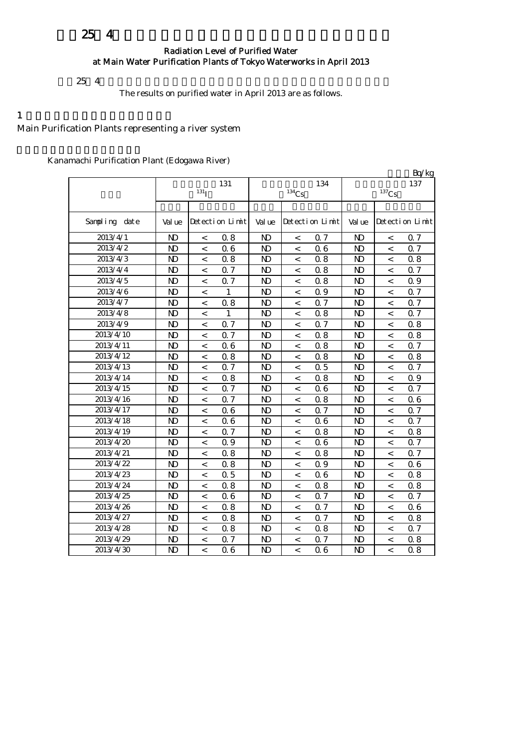# 平成25年4月 主要浄水場の浄水（水道水）の放射能測定結果

## Radiation Level of Purified Water at Main Water Purification Plants of Tokyo Waterworks in April 2013

平成25年4月 の主要浄水場の浄水（水道水）の放射能測定結果は以下のとおりです。

The results on purified water in April 2013 are as follows.

1 水系を代表する主要浄水場

Main Purification Plants representing a river system

金町浄水場（江戸川）

Kanamachi Purification Plant (Edogawa River)

単位：Bq/kg

| 採水日 | 放射性ヨウ素131 $^{131}$I | | | 放射性セシウム134 $^{134}$Cs | | | 放射性セシウム137 $^{137}$Cs | | |
|---|---|---|---|---|---|---|---|---|---|
| | 測定値 | 検出限界値 | | 測定値 | 検出限界値 | | 測定値 | 検出限界値 | |
| Sampling date | Value | Detection Limit | | Value | Detection Limit | | Value | Detection Limit | |
| 2013/4/1 | ND | < | 0.8 | ND | < | 0.7 | ND | < | 0.7 |
| 2013/4/2 | ND | < | 0.6 | ND | < | 0.6 | ND | < | 0.7 |
| 2013/4/3 | ND | < | 0.8 | ND | < | 0.8 | ND | < | 0.8 |
| 2013/4/4 | ND | < | 0.7 | ND | < | 0.8 | ND | < | 0.7 |
| 2013/4/5 | ND | < | 0.7 | ND | < | 0.8 | ND | < | 0.9 |
| 2013/4/6 | ND | < | 1 | ND | < | 0.9 | ND | < | 0.7 |
| 2013/4/7 | ND | < | 0.8 | ND | < | 0.7 | ND | < | 0.7 |
| 2013/4/8 | ND | < | 1 | ND | < | 0.8 | ND | < | 0.7 |
| 2013/4/9 | ND | < | 0.7 | ND | < | 0.7 | ND | < | 0.8 |
| 2013/4/10 | ND | < | 0.7 | ND | < | 0.8 | ND | < | 0.8 |
| 2013/4/11 | ND | < | 0.6 | ND | < | 0.8 | ND | < | 0.7 |
| 2013/4/12 | ND | < | 0.8 | ND | < | 0.8 | ND | < | 0.8 |
| 2013/4/13 | ND | < | 0.7 | ND | < | 0.5 | ND | < | 0.7 |
| 2013/4/14 | ND | < | 0.8 | ND | < | 0.8 | ND | < | 0.9 |
| 2013/4/15 | ND | < | 0.7 | ND | < | 0.6 | ND | < | 0.7 |
| 2013/4/16 | ND | < | 0.7 | ND | < | 0.8 | ND | < | 0.6 |
| 2013/4/17 | ND | < | 0.6 | ND | < | 0.7 | ND | < | 0.7 |
| 2013/4/18 | ND | < | 0.6 | ND | < | 0.6 | ND | < | 0.7 |
| 2013/4/19 | ND | < | 0.7 | ND | < | 0.8 | ND | < | 0.8 |
| 2013/4/20 | ND | < | 0.9 | ND | < | 0.6 | ND | < | 0.7 |
| 2013/4/21 | ND | < | 0.8 | ND | < | 0.8 | ND | < | 0.7 |
| 2013/4/22 | ND | < | 0.8 | ND | < | 0.9 | ND | < | 0.6 |
| 2013/4/23 | ND | < | 0.5 | ND | < | 0.6 | ND | < | 0.8 |
| 2013/4/24 | ND | < | 0.8 | ND | < | 0.8 | ND | < | 0.8 |
| 2013/4/25 | ND | < | 0.6 | ND | < | 0.7 | ND | < | 0.7 |
| 2013/4/26 | ND | < | 0.8 | ND | < | 0.7 | ND | < | 0.6 |
| 2013/4/27 | ND | < | 0.8 | ND | < | 0.7 | ND | < | 0.8 |
| 2013/4/28 | ND | < | 0.8 | ND | < | 0.8 | ND | < | 0.7 |
| 2013/4/29 | ND | < | 0.7 | ND | < | 0.7 | ND | < | 0.8 |
| 2013/4/30 | ND | < | 0.6 | ND | < | 0.6 | ND | < | 0.8 |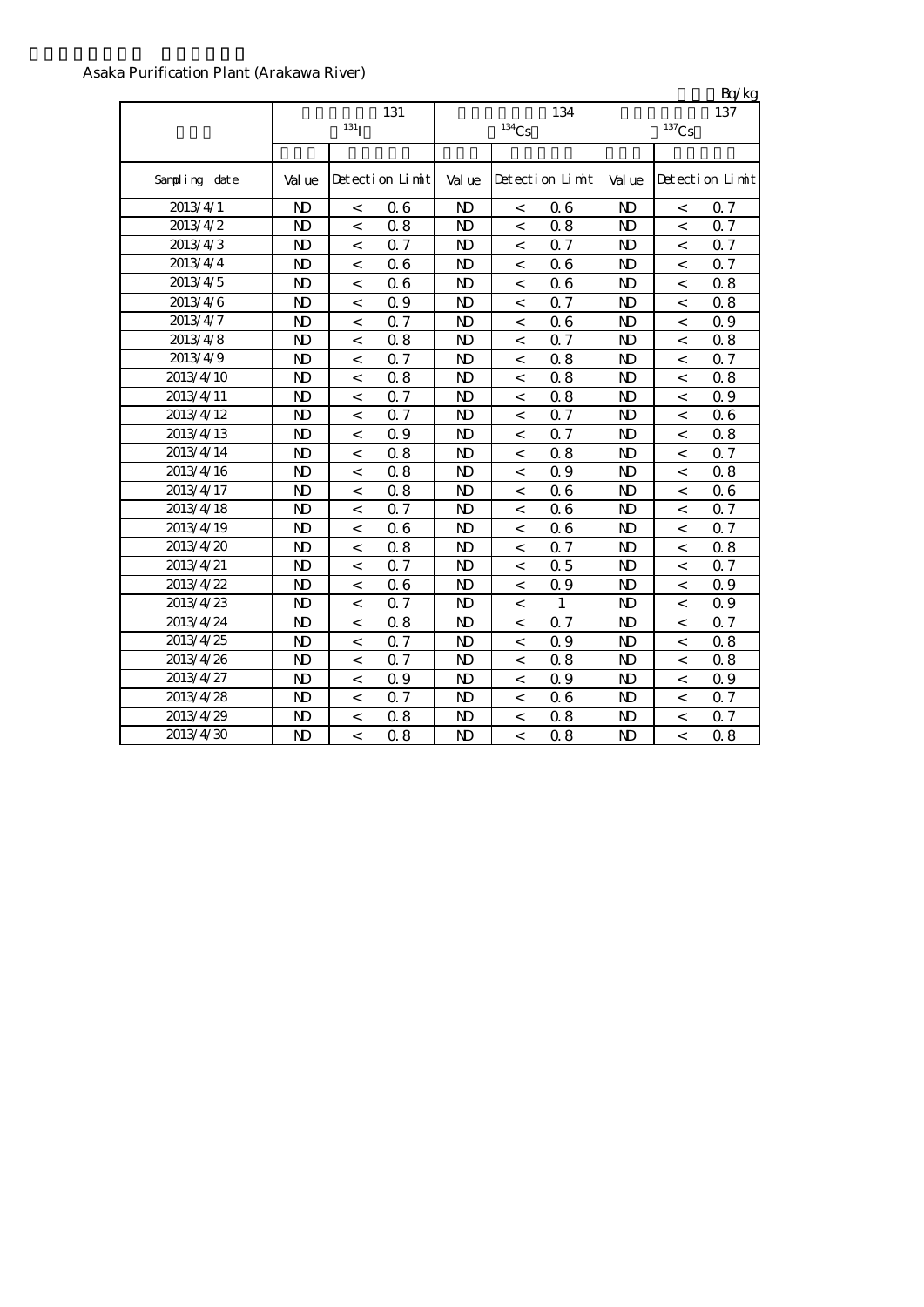Asaka Purification Plant (Arakawa River)

Bq/kg

| | 131 | | | 134 | | | 137 | | |
|---|---|---|---|---|---|---|---|---|---|
| | $^{131}I$ | | | $^{134}Cs$ | | | $^{137}Cs$ | | |
| Sampling date | Value | Detection Limit | | Value | Detection Limit | | Value | Detection Limit | |
| 2013/4/1 | ND | < | 0.6 | ND | < | 0.6 | ND | < | 0.7 |
| 2013/4/2 | ND | < | 0.8 | ND | < | 0.8 | ND | < | 0.7 |
| 2013/4/3 | ND | < | 0.7 | ND | < | 0.7 | ND | < | 0.7 |
| 2013/4/4 | ND | < | 0.6 | ND | < | 0.6 | ND | < | 0.7 |
| 2013/4/5 | ND | < | 0.6 | ND | < | 0.6 | ND | < | 0.8 |
| 2013/4/6 | ND | < | 0.9 | ND | < | 0.7 | ND | < | 0.8 |
| 2013/4/7 | ND | < | 0.7 | ND | < | 0.6 | ND | < | 0.9 |
| 2013/4/8 | ND | < | 0.8 | ND | < | 0.7 | ND | < | 0.8 |
| 2013/4/9 | ND | < | 0.7 | ND | < | 0.8 | ND | < | 0.7 |
| 2013/4/10 | ND | < | 0.8 | ND | < | 0.8 | ND | < | 0.8 |
| 2013/4/11 | ND | < | 0.7 | ND | < | 0.8 | ND | < | 0.9 |
| 2013/4/12 | ND | < | 0.7 | ND | < | 0.7 | ND | < | 0.6 |
| 2013/4/13 | ND | < | 0.9 | ND | < | 0.7 | ND | < | 0.8 |
| 2013/4/14 | ND | < | 0.8 | ND | < | 0.8 | ND | < | 0.7 |
| 2013/4/16 | ND | < | 0.8 | ND | < | 0.9 | ND | < | 0.8 |
| 2013/4/17 | ND | < | 0.8 | ND | < | 0.6 | ND | < | 0.6 |
| 2013/4/18 | ND | < | 0.7 | ND | < | 0.6 | ND | < | 0.7 |
| 2013/4/19 | ND | < | 0.6 | ND | < | 0.6 | ND | < | 0.7 |
| 2013/4/20 | ND | < | 0.8 | ND | < | 0.7 | ND | < | 0.8 |
| 2013/4/21 | ND | < | 0.7 | ND | < | 0.5 | ND | < | 0.7 |
| 2013/4/22 | ND | < | 0.6 | ND | < | 0.9 | ND | < | 0.9 |
| 2013/4/23 | ND | < | 0.7 | ND | < | 1 | ND | < | 0.9 |
| 2013/4/24 | ND | < | 0.8 | ND | < | 0.7 | ND | < | 0.7 |
| 2013/4/25 | ND | < | 0.7 | ND | < | 0.9 | ND | < | 0.8 |
| 2013/4/26 | ND | < | 0.7 | ND | < | 0.8 | ND | < | 0.8 |
| 2013/4/27 | ND | < | 0.9 | ND | < | 0.9 | ND | < | 0.9 |
| 2013/4/28 | ND | < | 0.7 | ND | < | 0.6 | ND | < | 0.7 |
| 2013/4/29 | ND | < | 0.8 | ND | < | 0.8 | ND | < | 0.7 |
| 2013/4/30 | ND | < | 0.8 | ND | < | 0.8 | ND | < | 0.8 |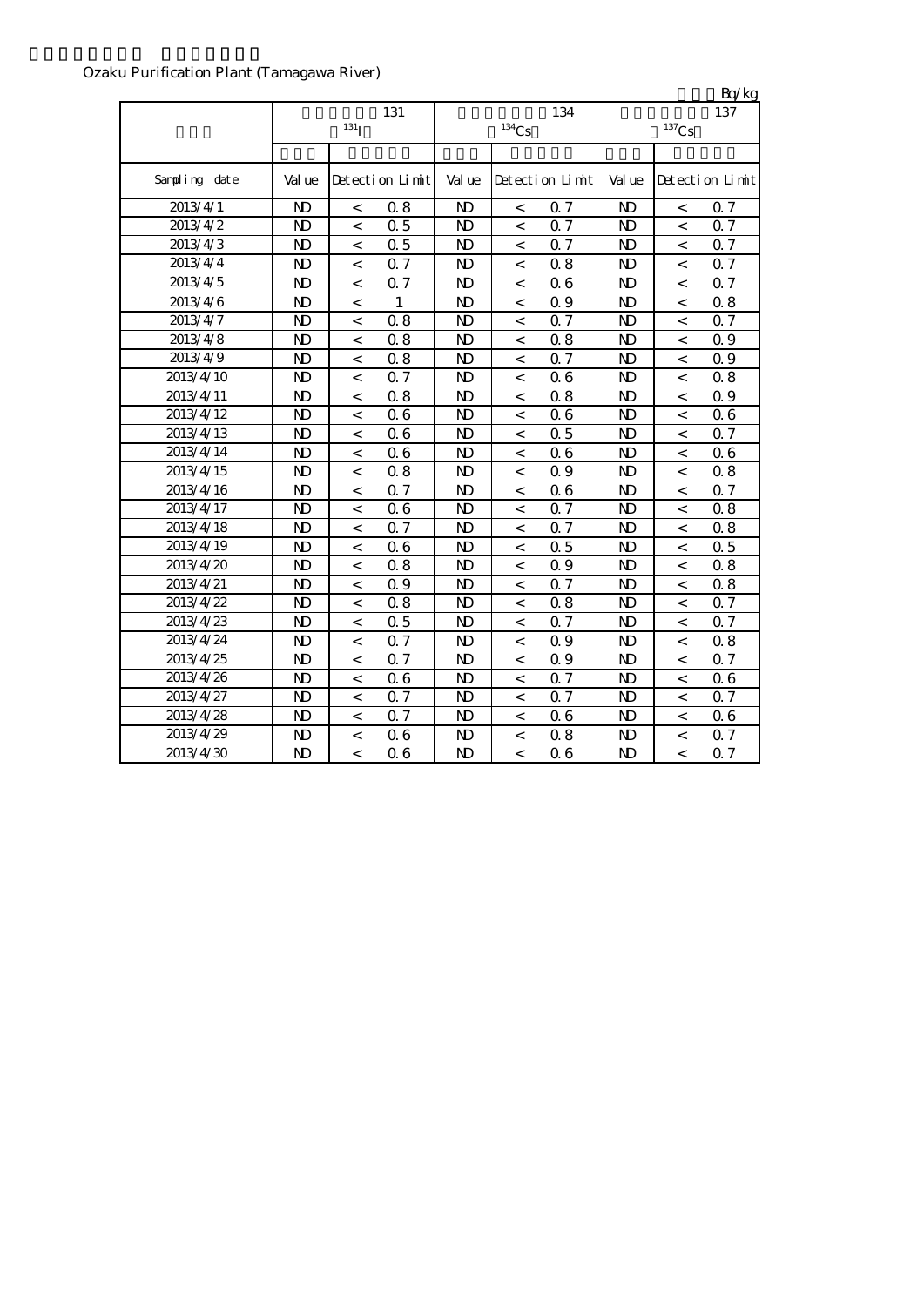Ozaku Purification Plant (Tamagawa River)

Bq/kg

| | 131 $^{131}I$ | | | 134 $^{134}Cs$ | | | 137 $^{137}Cs$ | | |
|---|---|---|---|---|---|---|---|---|---|
| Sampling date | Value | Detection Limit | | Value | Detection Limit | | Value | Detection Limit | |
| 2013/4/1 | ND | < | 0.8 | ND | < | 0.7 | ND | < | 0.7 |
| 2013/4/2 | ND | < | 0.5 | ND | < | 0.7 | ND | < | 0.7 |
| 2013/4/3 | ND | < | 0.5 | ND | < | 0.7 | ND | < | 0.7 |
| 2013/4/4 | ND | < | 0.7 | ND | < | 0.8 | ND | < | 0.7 |
| 2013/4/5 | ND | < | 0.7 | ND | < | 0.6 | ND | < | 0.7 |
| 2013/4/6 | ND | < | 1 | ND | < | 0.9 | ND | < | 0.8 |
| 2013/4/7 | ND | < | 0.8 | ND | < | 0.7 | ND | < | 0.7 |
| 2013/4/8 | ND | < | 0.8 | ND | < | 0.8 | ND | < | 0.9 |
| 2013/4/9 | ND | < | 0.8 | ND | < | 0.7 | ND | < | 0.9 |
| 2013/4/10 | ND | < | 0.7 | ND | < | 0.6 | ND | < | 0.8 |
| 2013/4/11 | ND | < | 0.8 | ND | < | 0.8 | ND | < | 0.9 |
| 2013/4/12 | ND | < | 0.6 | ND | < | 0.6 | ND | < | 0.6 |
| 2013/4/13 | ND | < | 0.6 | ND | < | 0.5 | ND | < | 0.7 |
| 2013/4/14 | ND | < | 0.6 | ND | < | 0.6 | ND | < | 0.6 |
| 2013/4/15 | ND | < | 0.8 | ND | < | 0.9 | ND | < | 0.8 |
| 2013/4/16 | ND | < | 0.7 | ND | < | 0.6 | ND | < | 0.7 |
| 2013/4/17 | ND | < | 0.6 | ND | < | 0.7 | ND | < | 0.8 |
| 2013/4/18 | ND | < | 0.7 | ND | < | 0.7 | ND | < | 0.8 |
| 2013/4/19 | ND | < | 0.6 | ND | < | 0.5 | ND | < | 0.5 |
| 2013/4/20 | ND | < | 0.8 | ND | < | 0.9 | ND | < | 0.8 |
| 2013/4/21 | ND | < | 0.9 | ND | < | 0.7 | ND | < | 0.8 |
| 2013/4/22 | ND | < | 0.8 | ND | < | 0.8 | ND | < | 0.7 |
| 2013/4/23 | ND | < | 0.5 | ND | < | 0.7 | ND | < | 0.7 |
| 2013/4/24 | ND | < | 0.7 | ND | < | 0.9 | ND | < | 0.8 |
| 2013/4/25 | ND | < | 0.7 | ND | < | 0.9 | ND | < | 0.7 |
| 2013/4/26 | ND | < | 0.6 | ND | < | 0.7 | ND | < | 0.6 |
| 2013/4/27 | ND | < | 0.7 | ND | < | 0.7 | ND | < | 0.7 |
| 2013/4/28 | ND | < | 0.7 | ND | < | 0.6 | ND | < | 0.6 |
| 2013/4/29 | ND | < | 0.6 | ND | < | 0.8 | ND | < | 0.7 |
| 2013/4/30 | ND | < | 0.6 | ND | < | 0.6 | ND | < | 0.7 |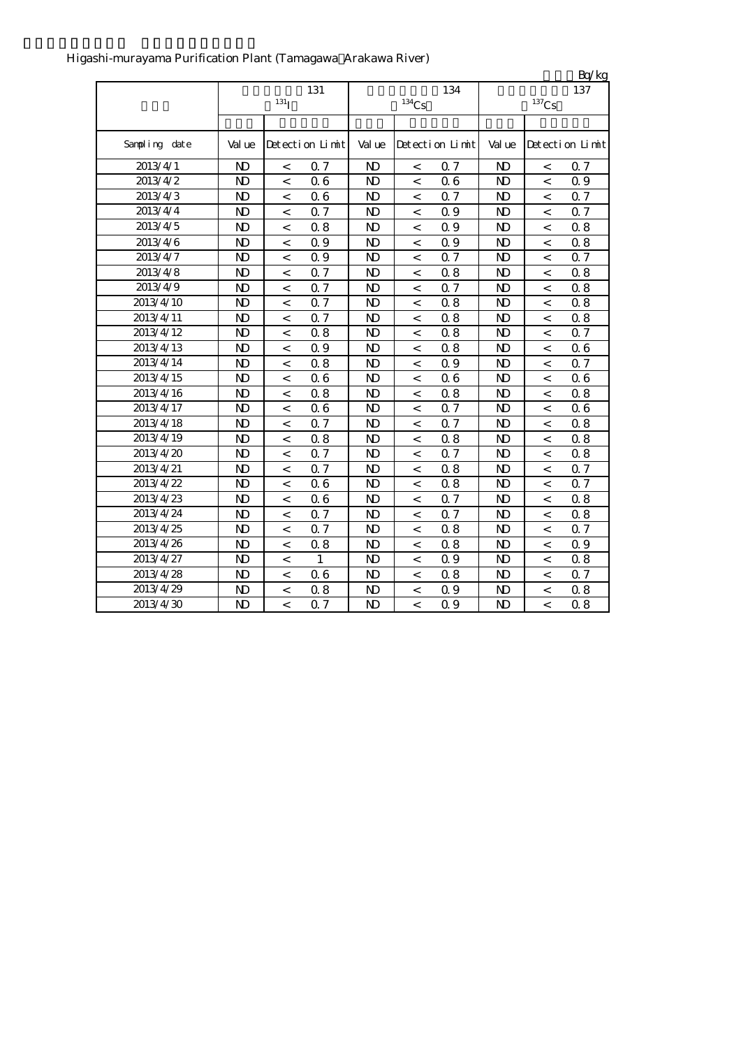Higashi-murayama Purification Plant (Tamagawa Arakawa River)

Bq/kg

| | 131 $^{131}I$ | | | 134 $^{134}Cs$ | | | 137 $^{137}Cs$ | | |
|---|---|---|---|---|---|---|---|---|---|
| Sampling date | Value | Detection Limit | | Value | Detection Limit | | Value | Detection Limit | |
| 2013/4/1 | ND | < | 0.7 | ND | < | 0.7 | ND | < | 0.7 |
| 2013/4/2 | ND | < | 0.6 | ND | < | 0.6 | ND | < | 0.9 |
| 2013/4/3 | ND | < | 0.6 | ND | < | 0.7 | ND | < | 0.7 |
| 2013/4/4 | ND | < | 0.7 | ND | < | 0.9 | ND | < | 0.7 |
| 2013/4/5 | ND | < | 0.8 | ND | < | 0.9 | ND | < | 0.8 |
| 2013/4/6 | ND | < | 0.9 | ND | < | 0.9 | ND | < | 0.8 |
| 2013/4/7 | ND | < | 0.9 | ND | < | 0.7 | ND | < | 0.7 |
| 2013/4/8 | ND | < | 0.7 | ND | < | 0.8 | ND | < | 0.8 |
| 2013/4/9 | ND | < | 0.7 | ND | < | 0.7 | ND | < | 0.8 |
| 2013/4/10 | ND | < | 0.7 | ND | < | 0.8 | ND | < | 0.8 |
| 2013/4/11 | ND | < | 0.7 | ND | < | 0.8 | ND | < | 0.8 |
| 2013/4/12 | ND | < | 0.8 | ND | < | 0.8 | ND | < | 0.7 |
| 2013/4/13 | ND | < | 0.9 | ND | < | 0.8 | ND | < | 0.6 |
| 2013/4/14 | ND | < | 0.8 | ND | < | 0.9 | ND | < | 0.7 |
| 2013/4/15 | ND | < | 0.6 | ND | < | 0.6 | ND | < | 0.6 |
| 2013/4/16 | ND | < | 0.8 | ND | < | 0.8 | ND | < | 0.8 |
| 2013/4/17 | ND | < | 0.6 | ND | < | 0.7 | ND | < | 0.6 |
| 2013/4/18 | ND | < | 0.7 | ND | < | 0.7 | ND | < | 0.8 |
| 2013/4/19 | ND | < | 0.8 | ND | < | 0.8 | ND | < | 0.8 |
| 2013/4/20 | ND | < | 0.7 | ND | < | 0.7 | ND | < | 0.8 |
| 2013/4/21 | ND | < | 0.7 | ND | < | 0.8 | ND | < | 0.7 |
| 2013/4/22 | ND | < | 0.6 | ND | < | 0.8 | ND | < | 0.7 |
| 2013/4/23 | ND | < | 0.6 | ND | < | 0.7 | ND | < | 0.8 |
| 2013/4/24 | ND | < | 0.7 | ND | < | 0.7 | ND | < | 0.8 |
| 2013/4/25 | ND | < | 0.7 | ND | < | 0.8 | ND | < | 0.7 |
| 2013/4/26 | ND | < | 0.8 | ND | < | 0.8 | ND | < | 0.9 |
| 2013/4/27 | ND | < | 1 | ND | < | 0.9 | ND | < | 0.8 |
| 2013/4/28 | ND | < | 0.6 | ND | < | 0.8 | ND | < | 0.7 |
| 2013/4/29 | ND | < | 0.8 | ND | < | 0.9 | ND | < | 0.8 |
| 2013/4/30 | ND | < | 0.7 | ND | < | 0.9 | ND | < | 0.8 |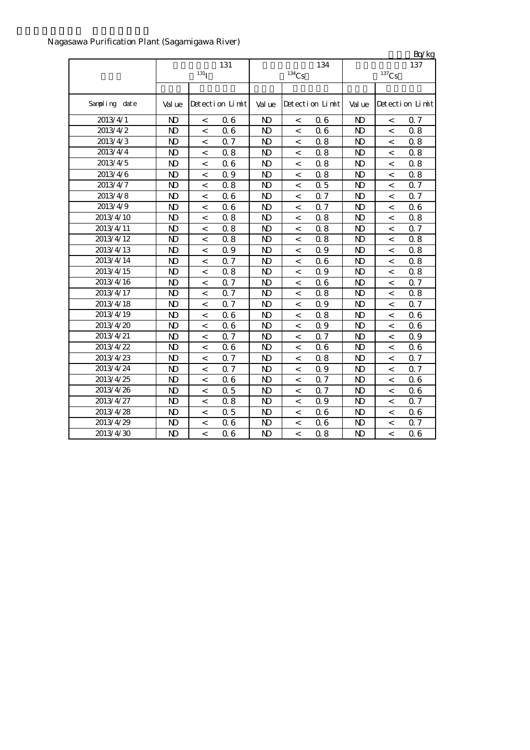Nagasawa Purification Plant (Sagamigawa River)

Bq/kg

| | 131 $^{131}I$ | | | 134 $^{134}Cs$ | | | 137 $^{137}Cs$ | | |
|---|---|---|---|---|---|---|---|---|---|
| Sampling date | Value | Detection Limit | | Value | Detection Limit | | Value | Detection Limit | |
| 2013/4/1 | ND | < | 0.6 | ND | < | 0.6 | ND | < | 0.7 |
| 2013/4/2 | ND | < | 0.6 | ND | < | 0.6 | ND | < | 0.8 |
| 2013/4/3 | ND | < | 0.7 | ND | < | 0.8 | ND | < | 0.8 |
| 2013/4/4 | ND | < | 0.8 | ND | < | 0.8 | ND | < | 0.8 |
| 2013/4/5 | ND | < | 0.6 | ND | < | 0.8 | ND | < | 0.8 |
| 2013/4/6 | ND | < | 0.9 | ND | < | 0.8 | ND | < | 0.8 |
| 2013/4/7 | ND | < | 0.8 | ND | < | 0.5 | ND | < | 0.7 |
| 2013/4/8 | ND | < | 0.6 | ND | < | 0.7 | ND | < | 0.7 |
| 2013/4/9 | ND | < | 0.6 | ND | < | 0.7 | ND | < | 0.6 |
| 2013/4/10 | ND | < | 0.8 | ND | < | 0.8 | ND | < | 0.8 |
| 2013/4/11 | ND | < | 0.8 | ND | < | 0.8 | ND | < | 0.7 |
| 2013/4/12 | ND | < | 0.8 | ND | < | 0.8 | ND | < | 0.8 |
| 2013/4/13 | ND | < | 0.9 | ND | < | 0.9 | ND | < | 0.8 |
| 2013/4/14 | ND | < | 0.7 | ND | < | 0.6 | ND | < | 0.8 |
| 2013/4/15 | ND | < | 0.8 | ND | < | 0.9 | ND | < | 0.8 |
| 2013/4/16 | ND | < | 0.7 | ND | < | 0.6 | ND | < | 0.7 |
| 2013/4/17 | ND | < | 0.7 | ND | < | 0.8 | ND | < | 0.8 |
| 2013/4/18 | ND | < | 0.7 | ND | < | 0.9 | ND | < | 0.7 |
| 2013/4/19 | ND | < | 0.6 | ND | < | 0.8 | ND | < | 0.6 |
| 2013/4/20 | ND | < | 0.6 | ND | < | 0.9 | ND | < | 0.6 |
| 2013/4/21 | ND | < | 0.7 | ND | < | 0.7 | ND | < | 0.9 |
| 2013/4/22 | ND | < | 0.6 | ND | < | 0.6 | ND | < | 0.6 |
| 2013/4/23 | ND | < | 0.7 | ND | < | 0.8 | ND | < | 0.7 |
| 2013/4/24 | ND | < | 0.7 | ND | < | 0.9 | ND | < | 0.7 |
| 2013/4/25 | ND | < | 0.6 | ND | < | 0.7 | ND | < | 0.6 |
| 2013/4/26 | ND | < | 0.5 | ND | < | 0.7 | ND | < | 0.6 |
| 2013/4/27 | ND | < | 0.8 | ND | < | 0.9 | ND | < | 0.7 |
| 2013/4/28 | ND | < | 0.5 | ND | < | 0.6 | ND | < | 0.6 |
| 2013/4/29 | ND | < | 0.6 | ND | < | 0.6 | ND | < | 0.7 |
| 2013/4/30 | ND | < | 0.6 | ND | < | 0.8 | ND | < | 0.6 |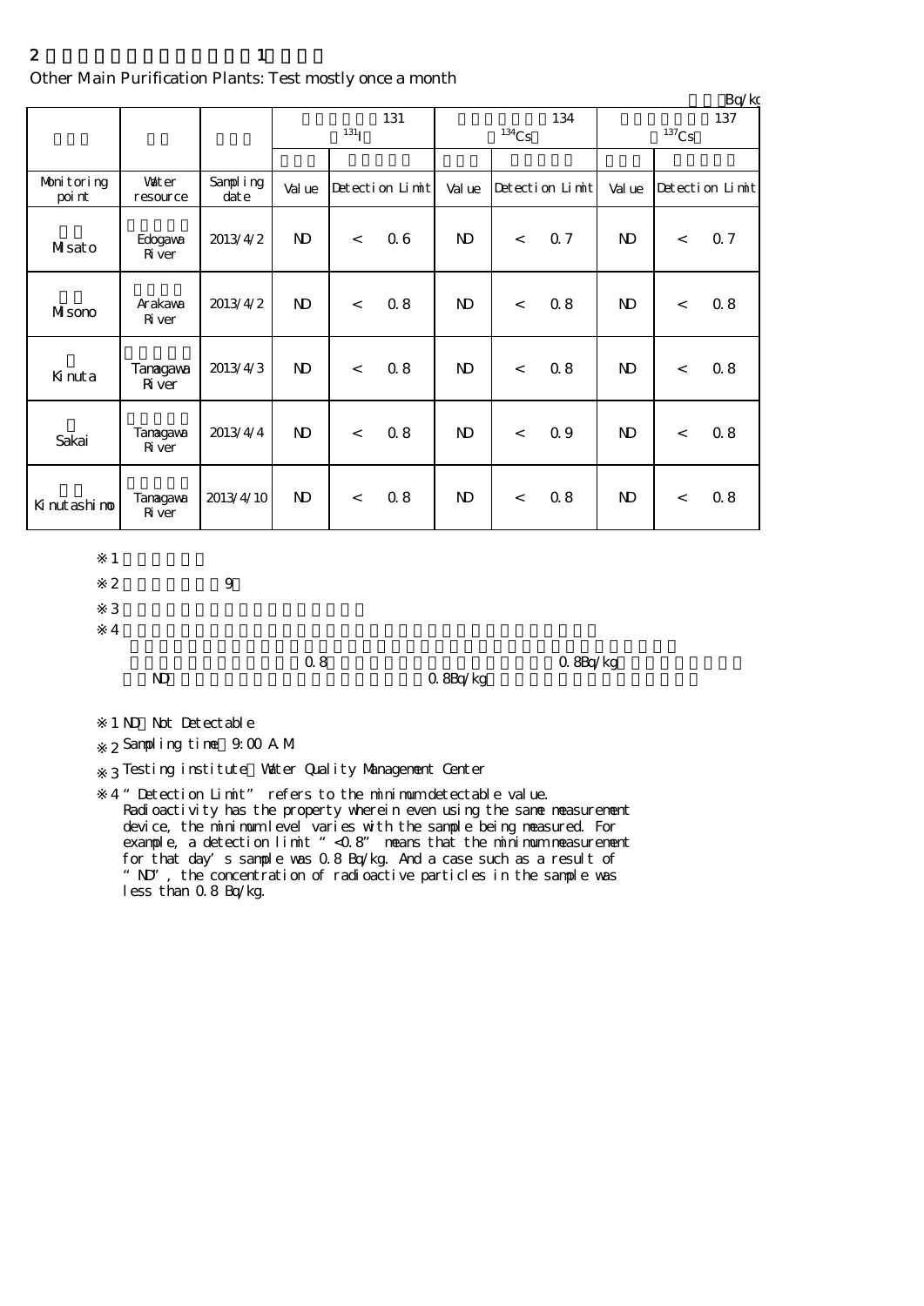2 1

Other Main Purification Plants: Test mostly once a month

Bq/kg

| | | | 131 $^{131}I$ | | | 134 $^{134}Cs$ | | | 137 $^{137}Cs$ | | |
|---|---|---|---|---|---|---|---|---|---|---|---|
| Monitoring point | Water resource | Sampling date | Value | Detection Limit | | Value | Detection Limit | | Value | Detection Limit | |
| Misato | Edogawa River | 2013/4/2 | ND | < | 0.6 | ND | < | 0.7 | ND | < | 0.7 |
| Misono | Arakawa River | 2013/4/2 | ND | < | 0.8 | ND | < | 0.8 | ND | < | 0.8 |
| Kinuta | Tamagawa River | 2013/4/3 | ND | < | 0.8 | ND | < | 0.8 | ND | < | 0.8 |
| Sakai | Tamagawa River | 2013/4/4 | ND | < | 0.8 | ND | < | 0.9 | ND | < | 0.8 |
| Kinutashimo | Tamagawa River | 2013/4/10 | ND | < | 0.8 | ND | < | 0.8 | ND | < | 0.8 |

※1

※2 9

※3

※4

0.8 0.8Bq/kg

ND 0.8Bq/kg

※1 ND：Not Detectable

※2 Sampling time：9:00 A.M.

※3 Testing institute：Water Quality Management Center

※4 "Detection Limit" refers to the minimum detectable value. Radioactivity has the property wherein even using the same measurement device, the minimum level varies with the sample being measured. For example, a detection limit "<0.8" means that the minimum measurement for that day's sample was 0.8 Bq/kg. And a case such as a result of "ND", the concentration of radioactive particles in the sample was less than 0.8 Bq/kg.